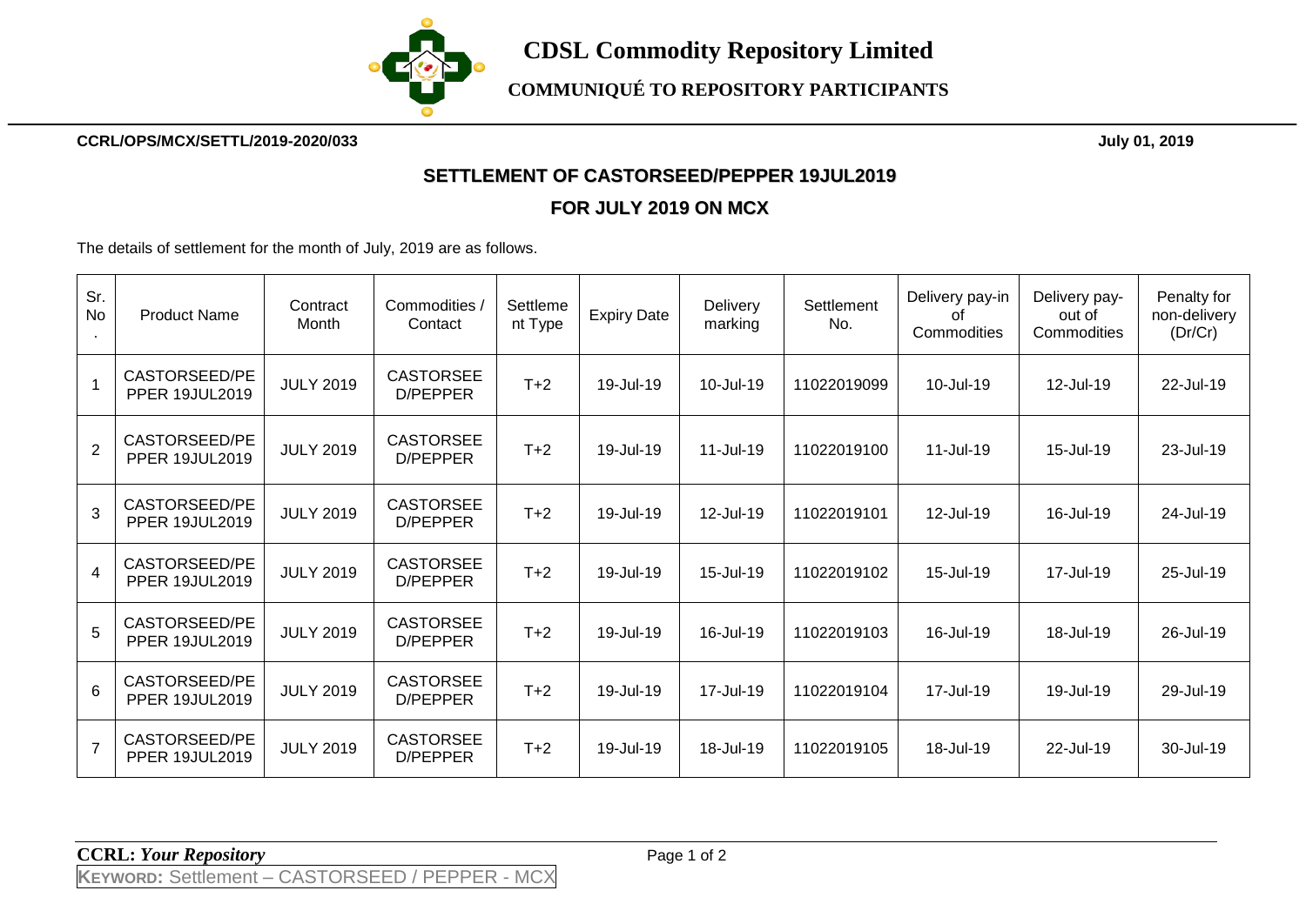# CDSL Commodity Repository Limited

## COMMUNIQUÉ TO REPOSITORY PARTICIPANTS

**CCRL/OPS/MCX/SETTL/2019-2020/033** **July 01, 2019**

## SETTLEMENT OF CASTORSEED/PEPPER 19JUL2019

## FOR JULY 2019 ON MCX

The details of settlement for the month of July, 2019 are as follows.

| Sr. No. | Product Name | Contract Month | Commodities / Contact | Settlement Type | Expiry Date | Delivery marking | Settlement No. | Delivery pay-in of Commodities | Delivery pay-out of Commodities | Penalty for non-delivery (Dr/Cr) |
|---|---|---|---|---|---|---|---|---|---|---|
| 1 | CASTORSEED/PEPPER 19JUL2019 | JULY 2019 | CASTORSEED/PEPPER | T+2 | 19-Jul-19 | 10-Jul-19 | 11022019099 | 10-Jul-19 | 12-Jul-19 | 22-Jul-19 |
| 2 | CASTORSEED/PEPPER 19JUL2019 | JULY 2019 | CASTORSEED/PEPPER | T+2 | 19-Jul-19 | 11-Jul-19 | 11022019100 | 11-Jul-19 | 15-Jul-19 | 23-Jul-19 |
| 3 | CASTORSEED/PEPPER 19JUL2019 | JULY 2019 | CASTORSEED/PEPPER | T+2 | 19-Jul-19 | 12-Jul-19 | 11022019101 | 12-Jul-19 | 16-Jul-19 | 24-Jul-19 |
| 4 | CASTORSEED/PEPPER 19JUL2019 | JULY 2019 | CASTORSEED/PEPPER | T+2 | 19-Jul-19 | 15-Jul-19 | 11022019102 | 15-Jul-19 | 17-Jul-19 | 25-Jul-19 |
| 5 | CASTORSEED/PEPPER 19JUL2019 | JULY 2019 | CASTORSEED/PEPPER | T+2 | 19-Jul-19 | 16-Jul-19 | 11022019103 | 16-Jul-19 | 18-Jul-19 | 26-Jul-19 |
| 6 | CASTORSEED/PEPPER 19JUL2019 | JULY 2019 | CASTORSEED/PEPPER | T+2 | 19-Jul-19 | 17-Jul-19 | 11022019104 | 17-Jul-19 | 19-Jul-19 | 29-Jul-19 |
| 7 | CASTORSEED/PEPPER 19JUL2019 | JULY 2019 | CASTORSEED/PEPPER | T+2 | 19-Jul-19 | 18-Jul-19 | 11022019105 | 18-Jul-19 | 22-Jul-19 | 30-Jul-19 |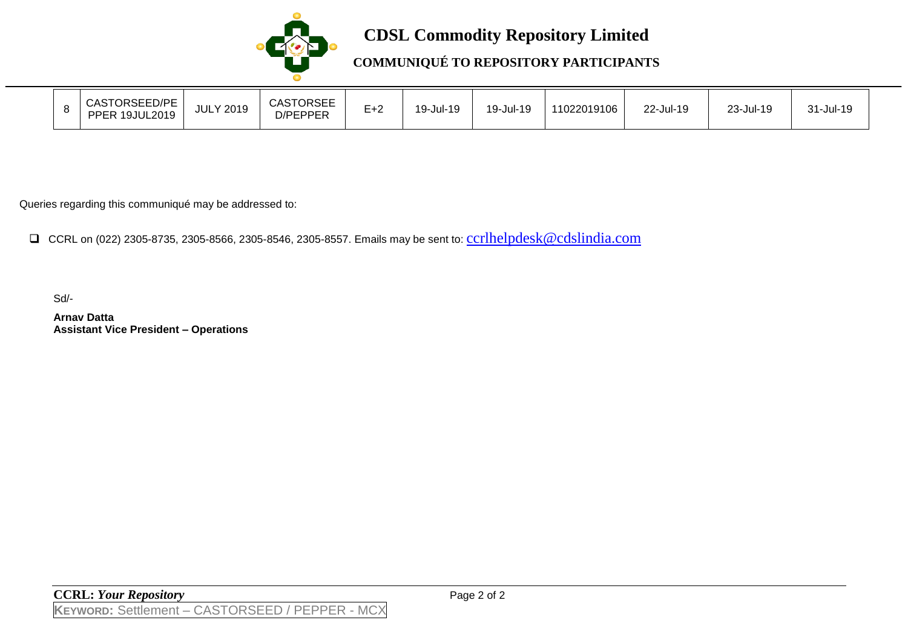| | | | | | | | | | | |
|---|---|---|---|---|---|---|---|---|---|---|
| 8 | CASTORSEED/PEPPER 19JUL2019 | JULY 2019 | CASTORSEED/PEPPER | E+2 | 19-Jul-19 | 19-Jul-19 | 11022019106 | 22-Jul-19 | 23-Jul-19 | 31-Jul-19 |

Queries regarding this communiqué may be addressed to:

- CCRL on (022) 2305-8735, 2305-8566, 2305-8546, 2305-8557. Emails may be sent to: ccrlhelpdesk@cdslindia.com

Sd/-

**Arnav Datta**
**Assistant Vice President – Operations**

**KEYWORD:** Settlement – CASTORSEED / PEPPER - MCX